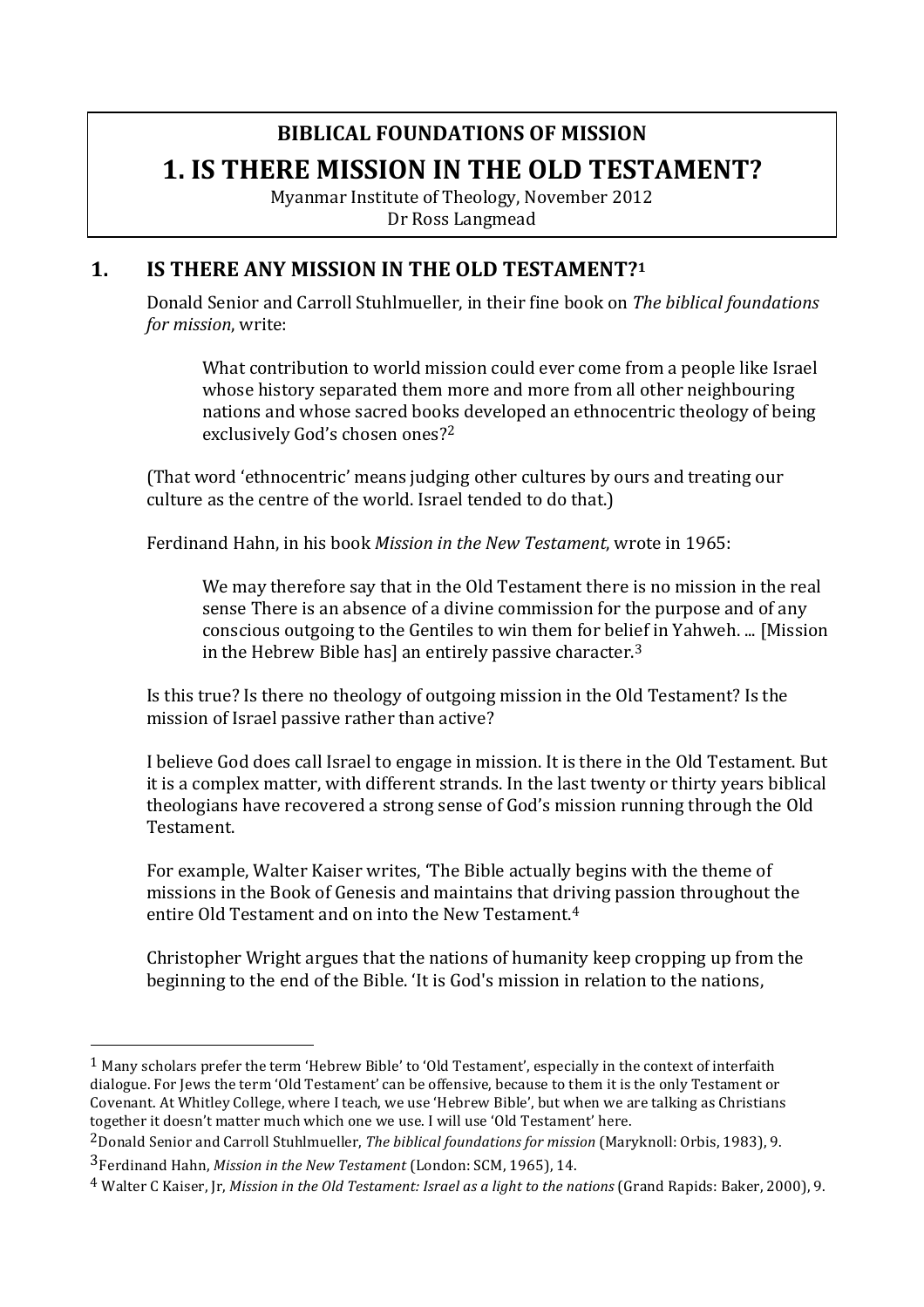# BIBLICAL FOUNDATIONS OF MISSION

# 1. IS THERE MISSION IN THE OLD TESTAMENT?

Myanmar Institute of Theology, November 2012
Dr Ross Langmead

## 1. IS THERE ANY MISSION IN THE OLD TESTAMENT?[1]

Donald Senior and Carroll Stuhlmueller, in their fine book on *The biblical foundations for mission*, write:

> What contribution to world mission could ever come from a people like Israel whose history separated them more and more from all other neighbouring nations and whose sacred books developed an ethnocentric theology of being exclusively God's chosen ones?[2]

(That word 'ethnocentric' means judging other cultures by ours and treating our culture as the centre of the world. Israel tended to do that.)

Ferdinand Hahn, in his book *Mission in the New Testament*, wrote in 1965:

> We may therefore say that in the Old Testament there is no mission in the real sense There is an absence of a divine commission for the purpose and of any conscious outgoing to the Gentiles to win them for belief in Yahweh. ... [Mission in the Hebrew Bible has] an entirely passive character.[3]

Is this true? Is there no theology of outgoing mission in the Old Testament? Is the mission of Israel passive rather than active?

I believe God does call Israel to engage in mission. It is there in the Old Testament. But it is a complex matter, with different strands. In the last twenty or thirty years biblical theologians have recovered a strong sense of God's mission running through the Old Testament.

For example, Walter Kaiser writes, 'The Bible actually begins with the theme of missions in the Book of Genesis and maintains that driving passion throughout the entire Old Testament and on into the New Testament.[4]

Christopher Wright argues that the nations of humanity keep cropping up from the beginning to the end of the Bible. 'It is God's mission in relation to the nations,

---

[1] Many scholars prefer the term 'Hebrew Bible' to 'Old Testament', especially in the context of interfaith dialogue. For Jews the term 'Old Testament' can be offensive, because to them it is the only Testament or Covenant. At Whitley College, where I teach, we use 'Hebrew Bible', but when we are talking as Christians together it doesn't matter much which one we use. I will use 'Old Testament' here.

[2] Donald Senior and Carroll Stuhlmueller, *The biblical foundations for mission* (Maryknoll: Orbis, 1983), 9.

[3] Ferdinand Hahn, *Mission in the New Testament* (London: SCM, 1965), 14.

[4] Walter C Kaiser, Jr, *Mission in the Old Testament: Israel as a light to the nations* (Grand Rapids: Baker, 2000), 9.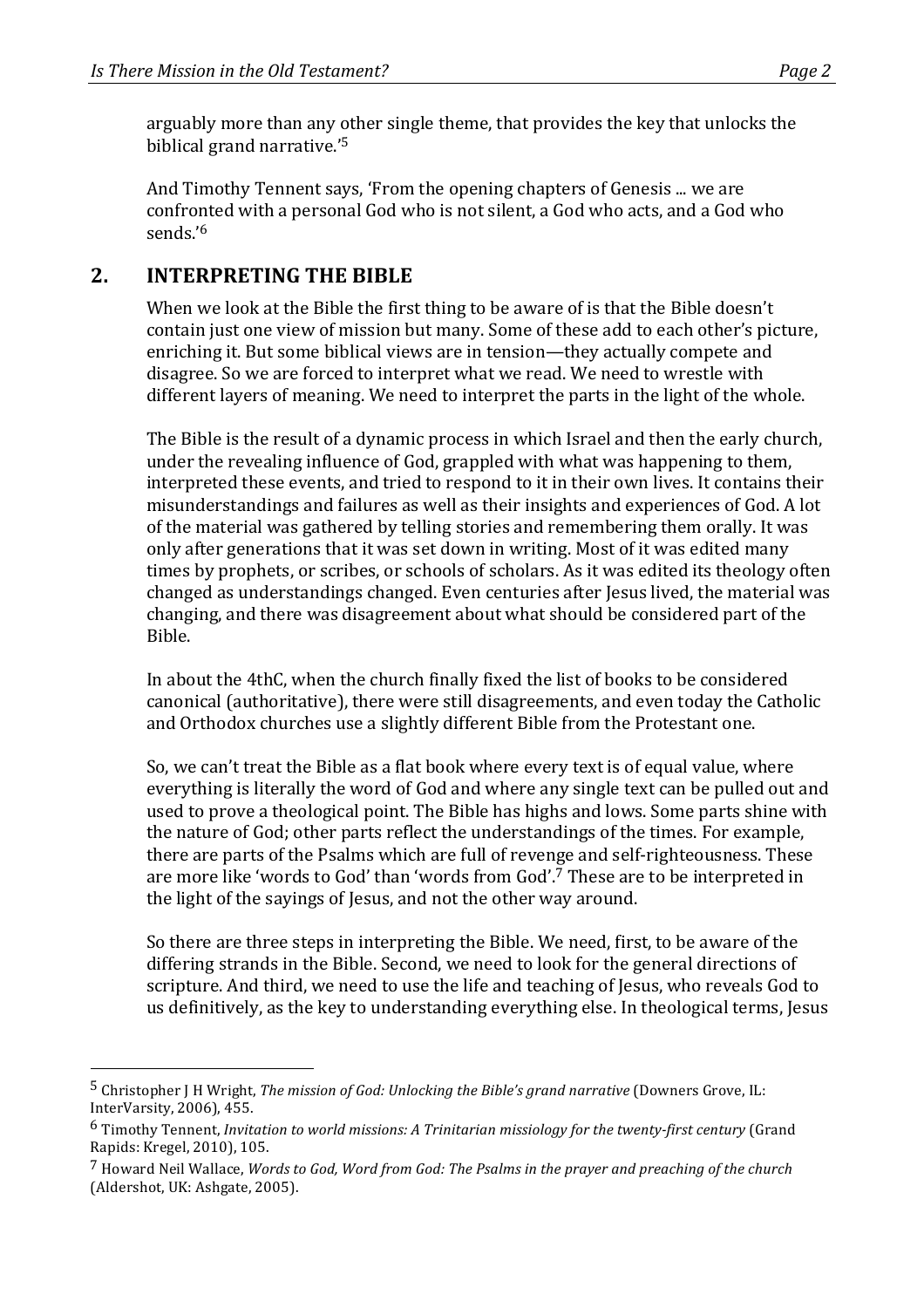arguably more than any other single theme, that provides the key that unlocks the biblical grand narrative.'[5]

And Timothy Tennent says, 'From the opening chapters of Genesis ... we are confronted with a personal God who is not silent, a God who acts, and a God who sends.'[6]

## 2. INTERPRETING THE BIBLE

When we look at the Bible the first thing to be aware of is that the Bible doesn't contain just one view of mission but many. Some of these add to each other's picture, enriching it. But some biblical views are in tension—they actually compete and disagree. So we are forced to interpret what we read. We need to wrestle with different layers of meaning. We need to interpret the parts in the light of the whole.

The Bible is the result of a dynamic process in which Israel and then the early church, under the revealing influence of God, grappled with what was happening to them, interpreted these events, and tried to respond to it in their own lives. It contains their misunderstandings and failures as well as their insights and experiences of God. A lot of the material was gathered by telling stories and remembering them orally. It was only after generations that it was set down in writing. Most of it was edited many times by prophets, or scribes, or schools of scholars. As it was edited its theology often changed as understandings changed. Even centuries after Jesus lived, the material was changing, and there was disagreement about what should be considered part of the Bible.

In about the 4thC, when the church finally fixed the list of books to be considered canonical (authoritative), there were still disagreements, and even today the Catholic and Orthodox churches use a slightly different Bible from the Protestant one.

So, we can't treat the Bible as a flat book where every text is of equal value, where everything is literally the word of God and where any single text can be pulled out and used to prove a theological point. The Bible has highs and lows. Some parts shine with the nature of God; other parts reflect the understandings of the times. For example, there are parts of the Psalms which are full of revenge and self-righteousness. These are more like 'words to God' than 'words from God'.[7] These are to be interpreted in the light of the sayings of Jesus, and not the other way around.

So there are three steps in interpreting the Bible. We need, first, to be aware of the differing strands in the Bible. Second, we need to look for the general directions of scripture. And third, we need to use the life and teaching of Jesus, who reveals God to us definitively, as the key to understanding everything else. In theological terms, Jesus

---

[5] Christopher J H Wright, *The mission of God: Unlocking the Bible's grand narrative* (Downers Grove, IL: InterVarsity, 2006), 455.

[6] Timothy Tennent, *Invitation to world missions: A Trinitarian missiology for the twenty-first century* (Grand Rapids: Kregel, 2010), 105.

[7] Howard Neil Wallace, *Words to God, Word from God: The Psalms in the prayer and preaching of the church* (Aldershot, UK: Ashgate, 2005).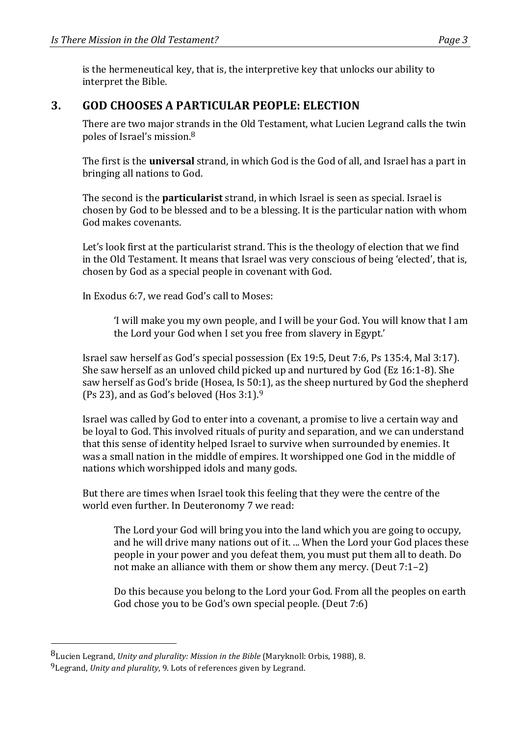is the hermeneutical key, that is, the interpretive key that unlocks our ability to interpret the Bible.

## 3. GOD CHOOSES A PARTICULAR PEOPLE: ELECTION

There are two major strands in the Old Testament, what Lucien Legrand calls the twin poles of Israel's mission.[8]

The first is the **universal** strand, in which God is the God of all, and Israel has a part in bringing all nations to God.

The second is the **particularist** strand, in which Israel is seen as special. Israel is chosen by God to be blessed and to be a blessing. It is the particular nation with whom God makes covenants.

Let's look first at the particularist strand. This is the theology of election that we find in the Old Testament. It means that Israel was very conscious of being 'elected', that is, chosen by God as a special people in covenant with God.

In Exodus 6:7, we read God's call to Moses:

> 'I will make you my own people, and I will be your God. You will know that I am the Lord your God when I set you free from slavery in Egypt.'

Israel saw herself as God's special possession (Ex 19:5, Deut 7:6, Ps 135:4, Mal 3:17). She saw herself as an unloved child picked up and nurtured by God (Ez 16:1-8). She saw herself as God's bride (Hosea, Is 50:1), as the sheep nurtured by God the shepherd (Ps 23), and as God's beloved (Hos 3:1).[9]

Israel was called by God to enter into a covenant, a promise to live a certain way and be loyal to God. This involved rituals of purity and separation, and we can understand that this sense of identity helped Israel to survive when surrounded by enemies. It was a small nation in the middle of empires. It worshipped one God in the middle of nations which worshipped idols and many gods.

But there are times when Israel took this feeling that they were the centre of the world even further. In Deuteronomy 7 we read:

> The Lord your God will bring you into the land which you are going to occupy, and he will drive many nations out of it. ... When the Lord your God places these people in your power and you defeat them, you must put them all to death. Do not make an alliance with them or show them any mercy. (Deut 7:1–2)
>
> Do this because you belong to the Lord your God. From all the peoples on earth God chose you to be God's own special people. (Deut 7:6)

---

[8] Lucien Legrand, *Unity and plurality: Mission in the Bible* (Maryknoll: Orbis, 1988), 8.

[9] Legrand, *Unity and plurality*, 9. Lots of references given by Legrand.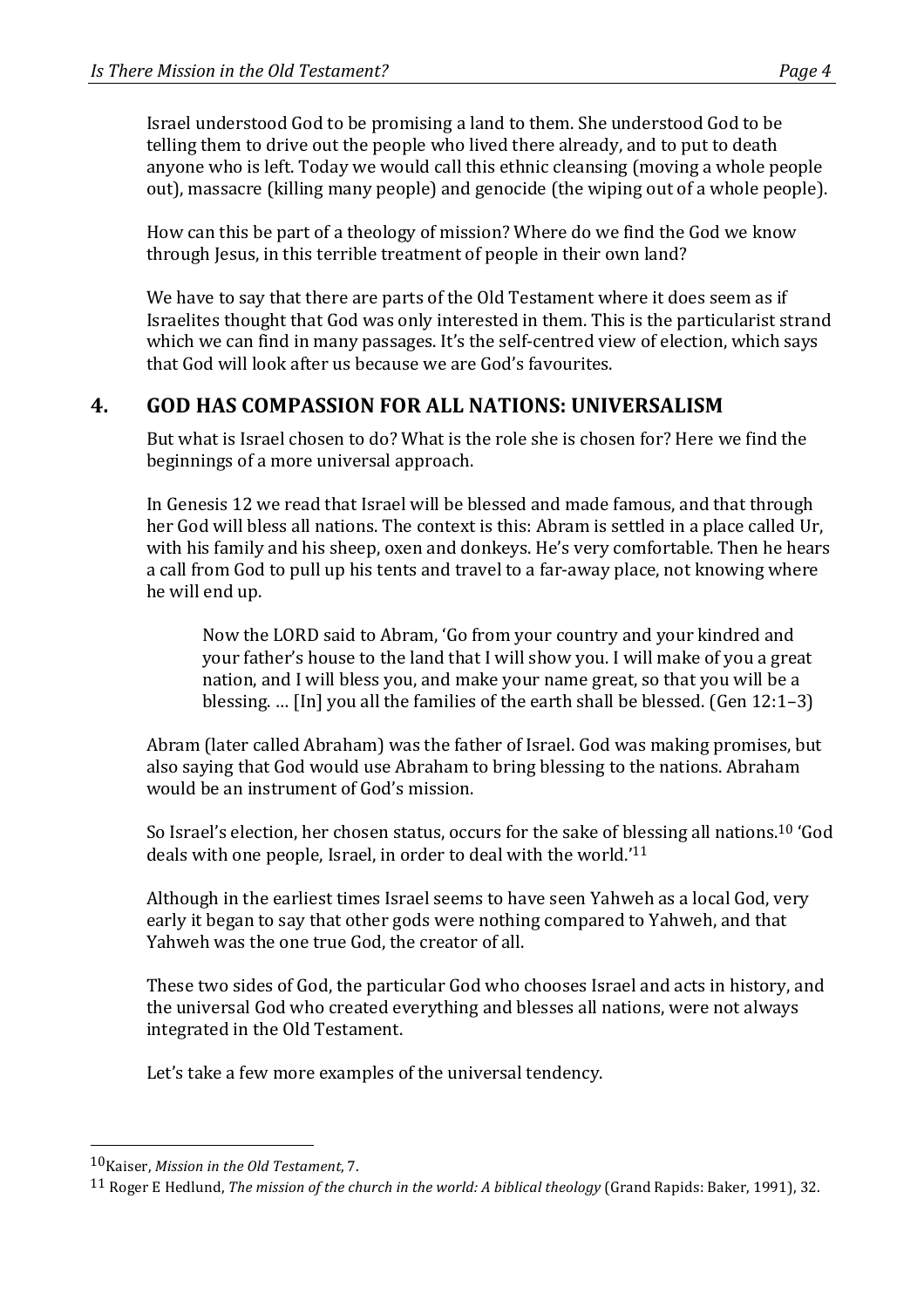Israel understood God to be promising a land to them. She understood God to be telling them to drive out the people who lived there already, and to put to death anyone who is left. Today we would call this ethnic cleansing (moving a whole people out), massacre (killing many people) and genocide (the wiping out of a whole people).

How can this be part of a theology of mission? Where do we find the God we know through Jesus, in this terrible treatment of people in their own land?

We have to say that there are parts of the Old Testament where it does seem as if Israelites thought that God was only interested in them. This is the particularist strand which we can find in many passages. It's the self-centred view of election, which says that God will look after us because we are God's favourites.

## 4. GOD HAS COMPASSION FOR ALL NATIONS: UNIVERSALISM

But what is Israel chosen to do? What is the role she is chosen for? Here we find the beginnings of a more universal approach.

In Genesis 12 we read that Israel will be blessed and made famous, and that through her God will bless all nations. The context is this: Abram is settled in a place called Ur, with his family and his sheep, oxen and donkeys. He's very comfortable. Then he hears a call from God to pull up his tents and travel to a far-away place, not knowing where he will end up.

> Now the LORD said to Abram, 'Go from your country and your kindred and your father's house to the land that I will show you. I will make of you a great nation, and I will bless you, and make your name great, so that you will be a blessing. … [In] you all the families of the earth shall be blessed. (Gen 12:1–3)

Abram (later called Abraham) was the father of Israel. God was making promises, but also saying that God would use Abraham to bring blessing to the nations. Abraham would be an instrument of God's mission.

So Israel's election, her chosen status, occurs for the sake of blessing all nations.[10] 'God deals with one people, Israel, in order to deal with the world.'[11]

Although in the earliest times Israel seems to have seen Yahweh as a local God, very early it began to say that other gods were nothing compared to Yahweh, and that Yahweh was the one true God, the creator of all.

These two sides of God, the particular God who chooses Israel and acts in history, and the universal God who created everything and blesses all nations, were not always integrated in the Old Testament.

Let's take a few more examples of the universal tendency.

---

[10] Kaiser, *Mission in the Old Testament*, 7.

[11] Roger E Hedlund, *The mission of the church in the world: A biblical theology* (Grand Rapids: Baker, 1991), 32.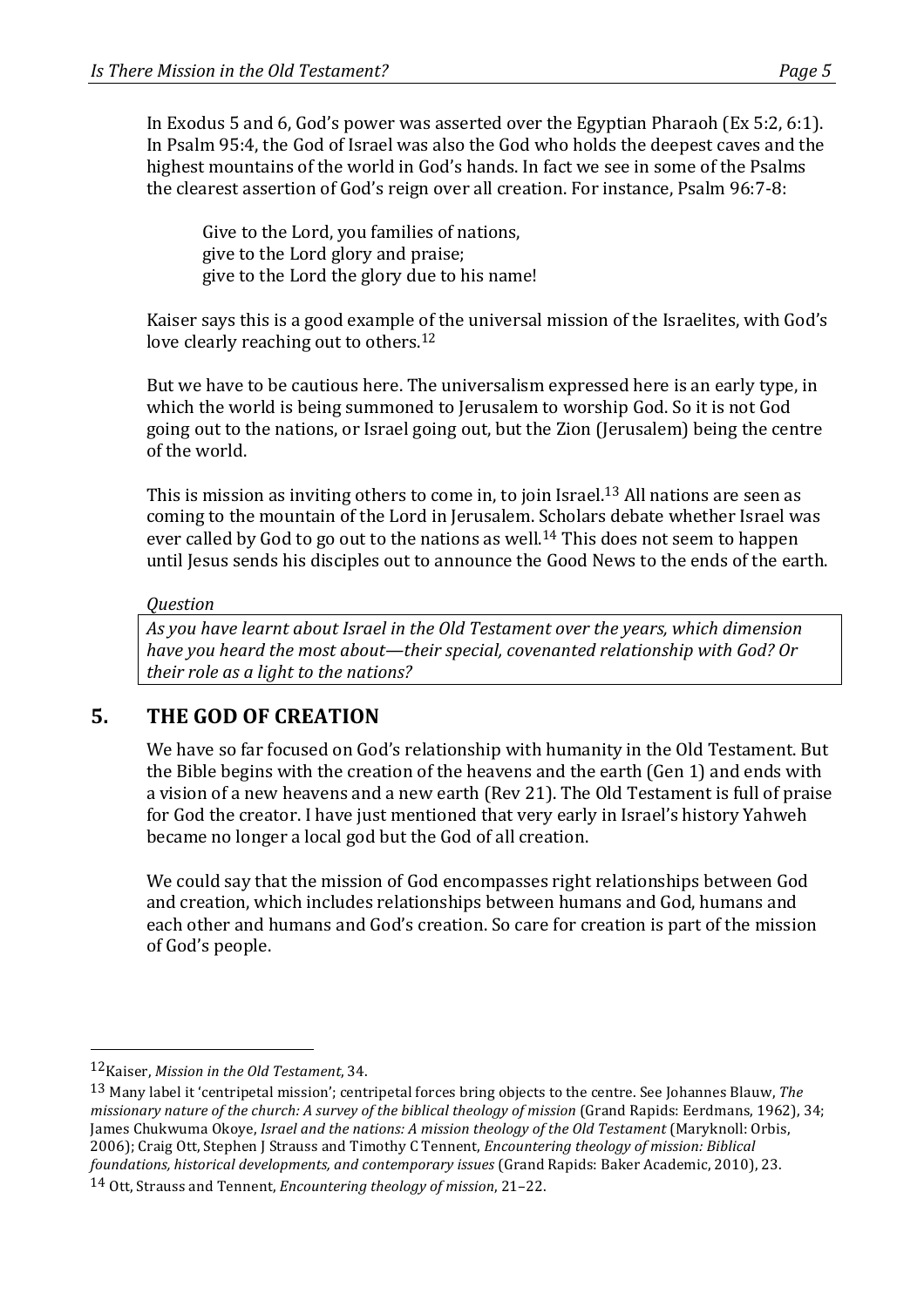In Exodus 5 and 6, God's power was asserted over the Egyptian Pharaoh (Ex 5:2, 6:1). In Psalm 95:4, the God of Israel was also the God who holds the deepest caves and the highest mountains of the world in God's hands. In fact we see in some of the Psalms the clearest assertion of God's reign over all creation. For instance, Psalm 96:7-8:

> Give to the Lord, you families of nations,
> give to the Lord glory and praise;
> give to the Lord the glory due to his name!

Kaiser says this is a good example of the universal mission of the Israelites, with God's love clearly reaching out to others.[12]

But we have to be cautious here. The universalism expressed here is an early type, in which the world is being summoned to Jerusalem to worship God. So it is not God going out to the nations, or Israel going out, but the Zion (Jerusalem) being the centre of the world.

This is mission as inviting others to come in, to join Israel.[13] All nations are seen as coming to the mountain of the Lord in Jerusalem. Scholars debate whether Israel was ever called by God to go out to the nations as well.[14] This does not seem to happen until Jesus sends his disciples out to announce the Good News to the ends of the earth.

*Question*

*As you have learnt about Israel in the Old Testament over the years, which dimension have you heard the most about—their special, covenanted relationship with God? Or their role as a light to the nations?*

## 5. THE GOD OF CREATION

We have so far focused on God's relationship with humanity in the Old Testament. But the Bible begins with the creation of the heavens and the earth (Gen 1) and ends with a vision of a new heavens and a new earth (Rev 21). The Old Testament is full of praise for God the creator. I have just mentioned that very early in Israel's history Yahweh became no longer a local god but the God of all creation.

We could say that the mission of God encompasses right relationships between God and creation, which includes relationships between humans and God, humans and each other and humans and God's creation. So care for creation is part of the mission of God's people.

---

[12] Kaiser, *Mission in the Old Testament*, 34.

[13] Many label it 'centripetal mission'; centripetal forces bring objects to the centre. See Johannes Blauw, *The missionary nature of the church: A survey of the biblical theology of mission* (Grand Rapids: Eerdmans, 1962), 34; James Chukwuma Okoye, *Israel and the nations: A mission theology of the Old Testament* (Maryknoll: Orbis, 2006); Craig Ott, Stephen J Strauss and Timothy C Tennent, *Encountering theology of mission: Biblical foundations, historical developments, and contemporary issues* (Grand Rapids: Baker Academic, 2010), 23.

[14] Ott, Strauss and Tennent, *Encountering theology of mission*, 21–22.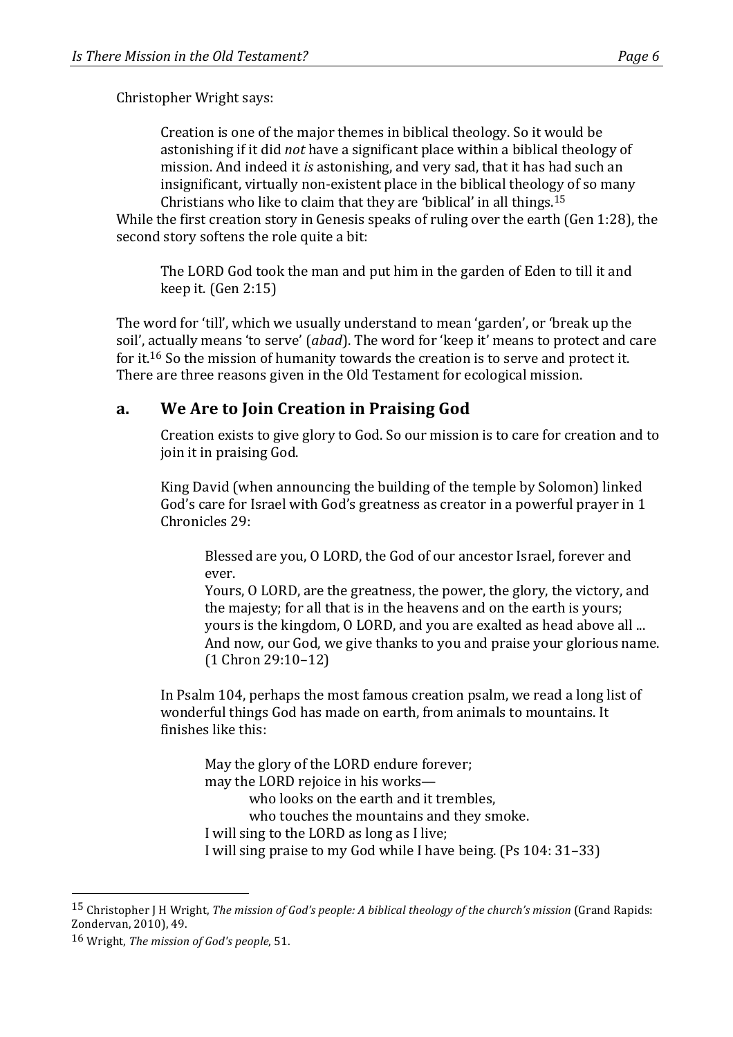Christopher Wright says:

> Creation is one of the major themes in biblical theology. So it would be astonishing if it did *not* have a significant place within a biblical theology of mission. And indeed it *is* astonishing, and very sad, that it has had such an insignificant, virtually non-existent place in the biblical theology of so many Christians who like to claim that they are 'biblical' in all things.[15]

While the first creation story in Genesis speaks of ruling over the earth (Gen 1:28), the second story softens the role quite a bit:

> The LORD God took the man and put him in the garden of Eden to till it and keep it. (Gen 2:15)

The word for 'till', which we usually understand to mean 'garden', or 'break up the soil', actually means 'to serve' (*abad*). The word for 'keep it' means to protect and care for it.[16] So the mission of humanity towards the creation is to serve and protect it. There are three reasons given in the Old Testament for ecological mission.

## a. We Are to Join Creation in Praising God

Creation exists to give glory to God. So our mission is to care for creation and to join it in praising God.

King David (when announcing the building of the temple by Solomon) linked God's care for Israel with God's greatness as creator in a powerful prayer in 1 Chronicles 29:

> Blessed are you, O LORD, the God of our ancestor Israel, forever and ever.
> Yours, O LORD, are the greatness, the power, the glory, the victory, and the majesty; for all that is in the heavens and on the earth is yours; yours is the kingdom, O LORD, and you are exalted as head above all ...
> And now, our God, we give thanks to you and praise your glorious name. (1 Chron 29:10–12)

In Psalm 104, perhaps the most famous creation psalm, we read a long list of wonderful things God has made on earth, from animals to mountains. It finishes like this:

> May the glory of the LORD endure forever;
> may the LORD rejoice in his works—
>     who looks on the earth and it trembles,
>     who touches the mountains and they smoke.
> I will sing to the LORD as long as I live;
> I will sing praise to my God while I have being. (Ps 104: 31–33)

---

[15] Christopher J H Wright, *The mission of God's people: A biblical theology of the church's mission* (Grand Rapids: Zondervan, 2010), 49.

[16] Wright, *The mission of God's people*, 51.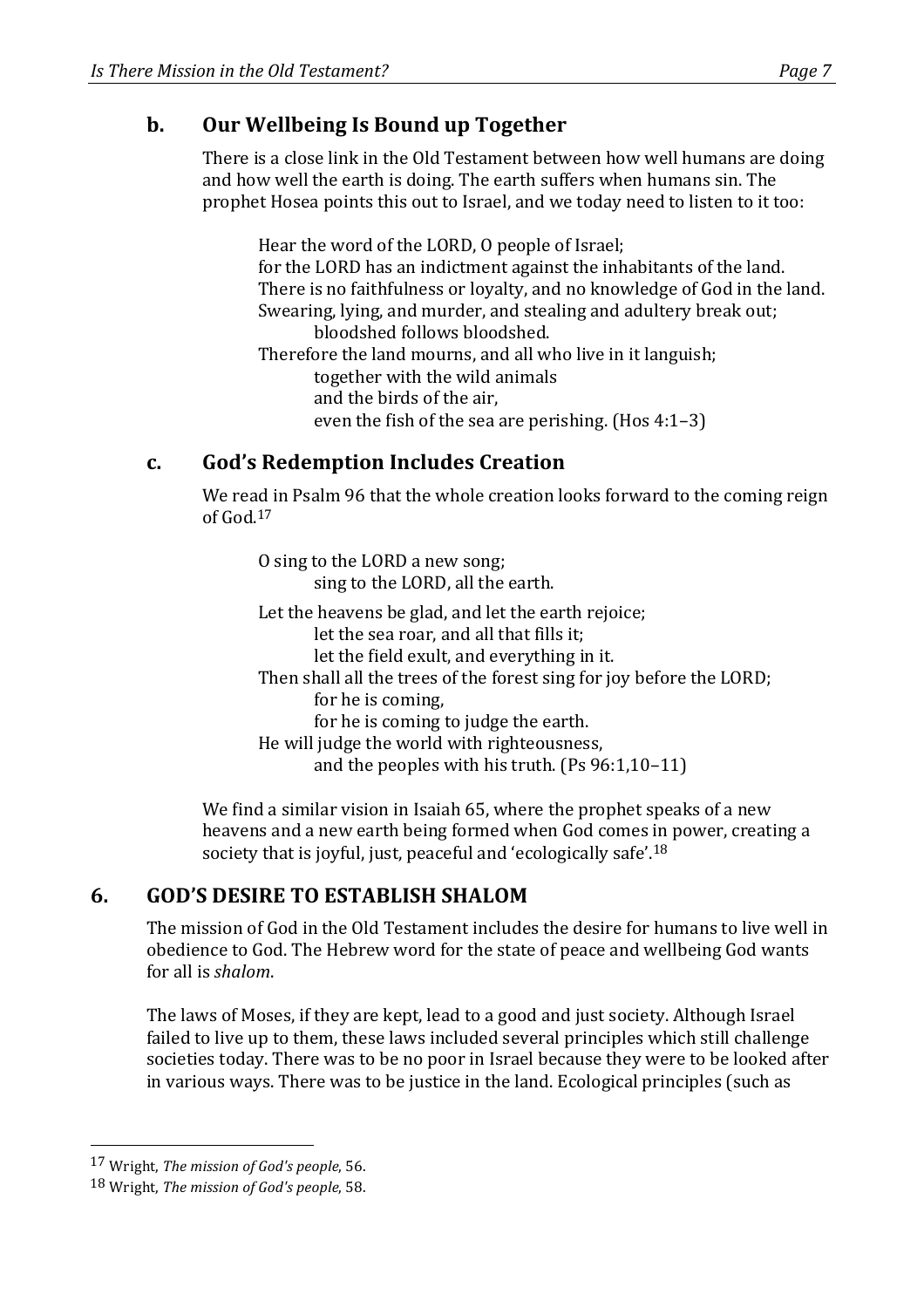### b. Our Wellbeing Is Bound up Together

There is a close link in the Old Testament between how well humans are doing and how well the earth is doing. The earth suffers when humans sin. The prophet Hosea points this out to Israel, and we today need to listen to it too:

> Hear the word of the LORD, O people of Israel;
> for the LORD has an indictment against the inhabitants of the land.
> There is no faithfulness or loyalty, and no knowledge of God in the land.
> Swearing, lying, and murder, and stealing and adultery break out;
> bloodshed follows bloodshed.
> Therefore the land mourns, and all who live in it languish;
> together with the wild animals
> and the birds of the air,
> even the fish of the sea are perishing. (Hos 4:1–3)

### c. God's Redemption Includes Creation

We read in Psalm 96 that the whole creation looks forward to the coming reign of God.[17]

> O sing to the LORD a new song;
> sing to the LORD, all the earth.
>
> Let the heavens be glad, and let the earth rejoice;
> let the sea roar, and all that fills it;
> let the field exult, and everything in it.
> Then shall all the trees of the forest sing for joy before the LORD;
> for he is coming,
> for he is coming to judge the earth.
> He will judge the world with righteousness,
> and the peoples with his truth. (Ps 96:1,10–11)

We find a similar vision in Isaiah 65, where the prophet speaks of a new heavens and a new earth being formed when God comes in power, creating a society that is joyful, just, peaceful and 'ecologically safe'.[18]

## 6. GOD'S DESIRE TO ESTABLISH SHALOM

The mission of God in the Old Testament includes the desire for humans to live well in obedience to God. The Hebrew word for the state of peace and wellbeing God wants for all is *shalom*.

The laws of Moses, if they are kept, lead to a good and just society. Although Israel failed to live up to them, these laws included several principles which still challenge societies today. There was to be no poor in Israel because they were to be looked after in various ways. There was to be justice in the land. Ecological principles (such as

---

[17] Wright, *The mission of God's people*, 56.

[18] Wright, *The mission of God's people*, 58.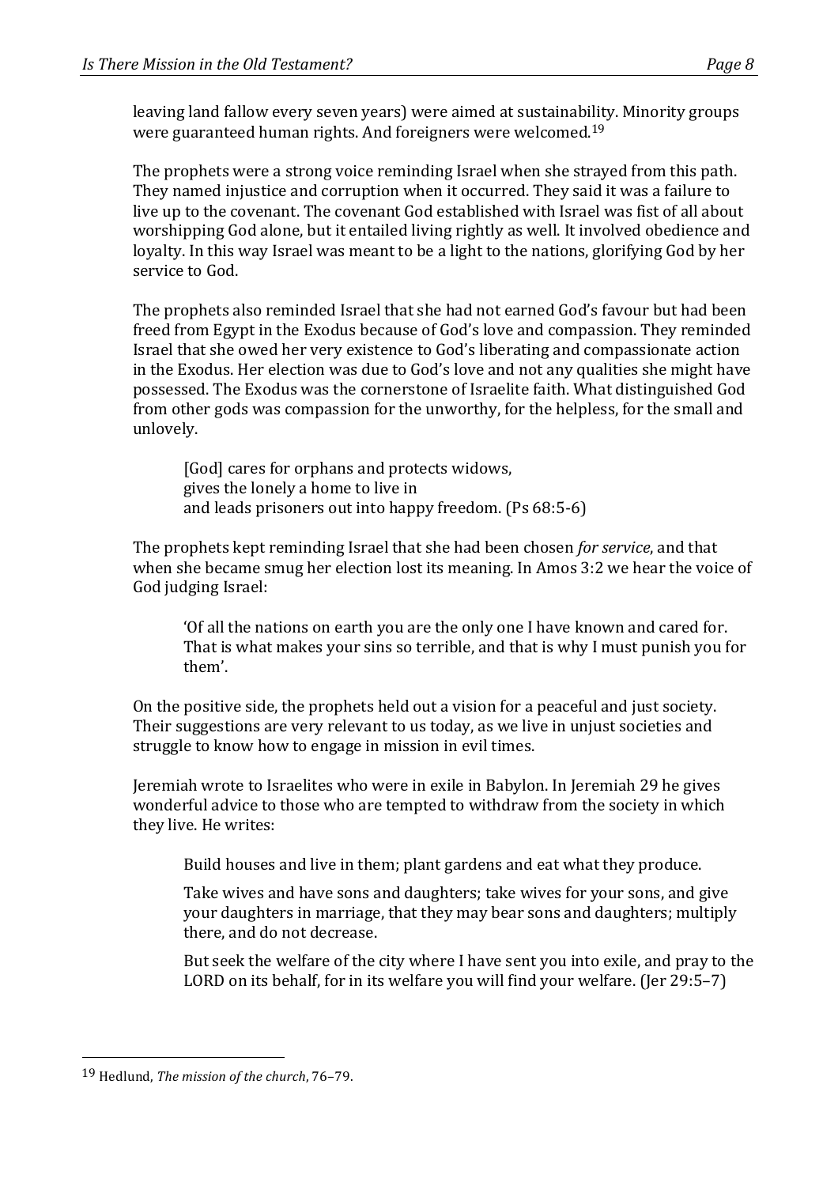leaving land fallow every seven years) were aimed at sustainability. Minority groups were guaranteed human rights. And foreigners were welcomed.[19]

The prophets were a strong voice reminding Israel when she strayed from this path. They named injustice and corruption when it occurred. They said it was a failure to live up to the covenant. The covenant God established with Israel was fist of all about worshipping God alone, but it entailed living rightly as well. It involved obedience and loyalty. In this way Israel was meant to be a light to the nations, glorifying God by her service to God.

The prophets also reminded Israel that she had not earned God's favour but had been freed from Egypt in the Exodus because of God's love and compassion. They reminded Israel that she owed her very existence to God's liberating and compassionate action in the Exodus. Her election was due to God's love and not any qualities she might have possessed. The Exodus was the cornerstone of Israelite faith. What distinguished God from other gods was compassion for the unworthy, for the helpless, for the small and unlovely.

> [God] cares for orphans and protects widows,
> gives the lonely a home to live in
> and leads prisoners out into happy freedom. (Ps 68:5-6)

The prophets kept reminding Israel that she had been chosen *for service*, and that when she became smug her election lost its meaning. In Amos 3:2 we hear the voice of God judging Israel:

> 'Of all the nations on earth you are the only one I have known and cared for. That is what makes your sins so terrible, and that is why I must punish you for them'.

On the positive side, the prophets held out a vision for a peaceful and just society. Their suggestions are very relevant to us today, as we live in unjust societies and struggle to know how to engage in mission in evil times.

Jeremiah wrote to Israelites who were in exile in Babylon. In Jeremiah 29 he gives wonderful advice to those who are tempted to withdraw from the society in which they live. He writes:

> Build houses and live in them; plant gardens and eat what they produce.
>
> Take wives and have sons and daughters; take wives for your sons, and give your daughters in marriage, that they may bear sons and daughters; multiply there, and do not decrease.
>
> But seek the welfare of the city where I have sent you into exile, and pray to the LORD on its behalf, for in its welfare you will find your welfare. (Jer 29:5–7)

---

[19] Hedlund, *The mission of the church*, 76–79.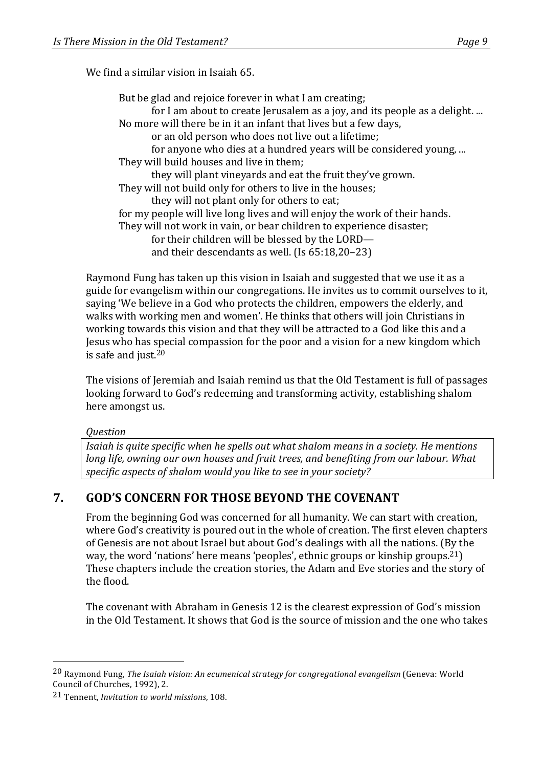We find a similar vision in Isaiah 65.

> But be glad and rejoice forever in what I am creating;
> for I am about to create Jerusalem as a joy, and its people as a delight. ...
> No more will there be in it an infant that lives but a few days,
> or an old person who does not live out a lifetime;
> for anyone who dies at a hundred years will be considered young, ...
> They will build houses and live in them;
> they will plant vineyards and eat the fruit they've grown.
> They will not build only for others to live in the houses;
> they will not plant only for others to eat;
> for my people will live long lives and will enjoy the work of their hands.
> They will not work in vain, or bear children to experience disaster;
> for their children will be blessed by the LORD—
> and their descendants as well. (Is 65:18,20–23)

Raymond Fung has taken up this vision in Isaiah and suggested that we use it as a guide for evangelism within our congregations. He invites us to commit ourselves to it, saying 'We believe in a God who protects the children, empowers the elderly, and walks with working men and women'. He thinks that others will join Christians in working towards this vision and that they will be attracted to a God like this and a Jesus who has special compassion for the poor and a vision for a new kingdom which is safe and just.[20]

The visions of Jeremiah and Isaiah remind us that the Old Testament is full of passages looking forward to God's redeeming and transforming activity, establishing shalom here amongst us.

*Question*

*Isaiah is quite specific when he spells out what shalom means in a society. He mentions long life, owning our own houses and fruit trees, and benefiting from our labour. What specific aspects of shalom would you like to see in your society?*

## 7. GOD'S CONCERN FOR THOSE BEYOND THE COVENANT

From the beginning God was concerned for all humanity. We can start with creation, where God's creativity is poured out in the whole of creation. The first eleven chapters of Genesis are not about Israel but about God's dealings with all the nations. (By the way, the word 'nations' here means 'peoples', ethnic groups or kinship groups.[21]) These chapters include the creation stories, the Adam and Eve stories and the story of the flood.

The covenant with Abraham in Genesis 12 is the clearest expression of God's mission in the Old Testament. It shows that God is the source of mission and the one who takes

---

[20] Raymond Fung, *The Isaiah vision: An ecumenical strategy for congregational evangelism* (Geneva: World Council of Churches, 1992), 2.

[21] Tennent, *Invitation to world missions*, 108.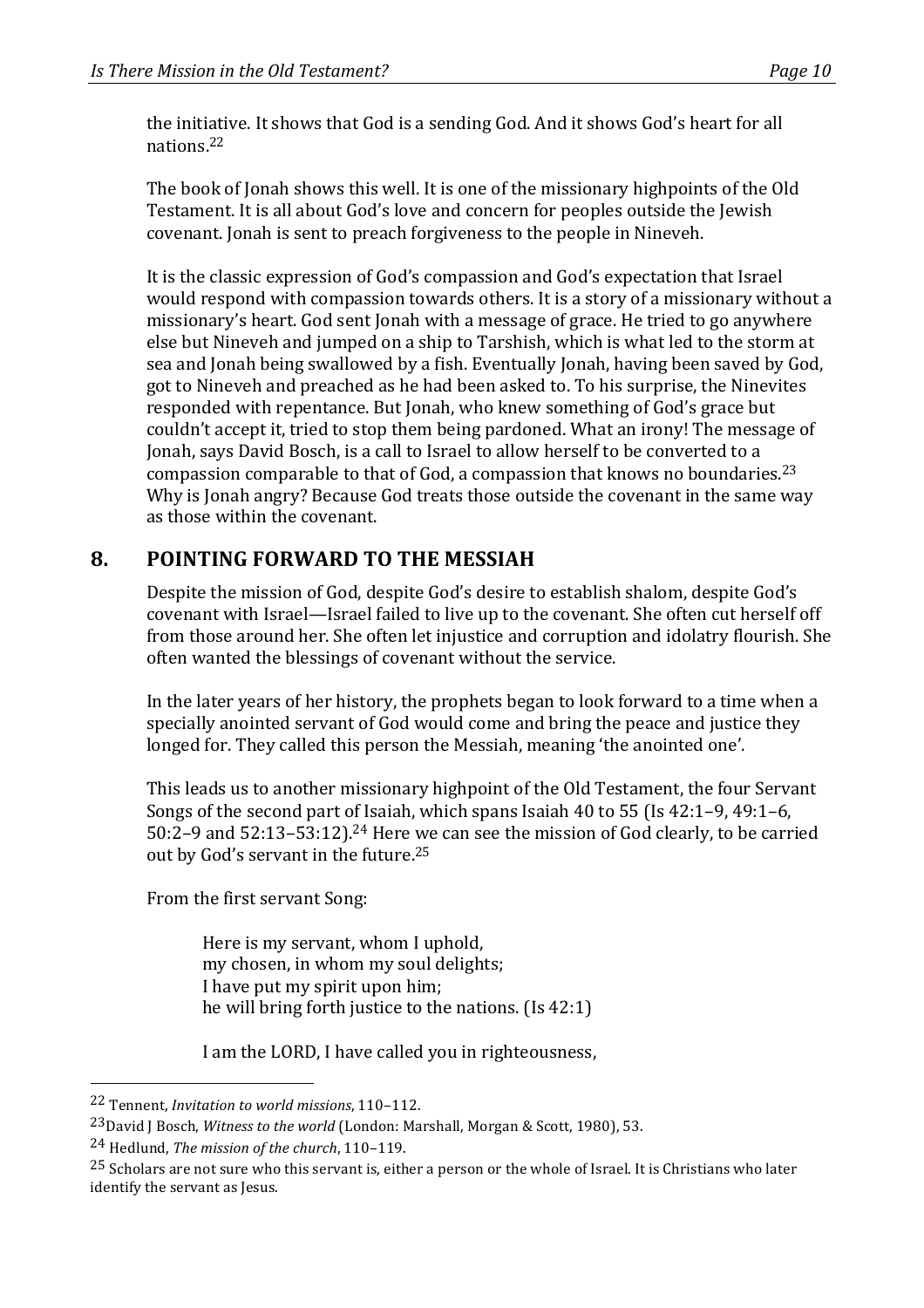the initiative. It shows that God is a sending God. And it shows God's heart for all nations.[22]

The book of Jonah shows this well. It is one of the missionary highpoints of the Old Testament. It is all about God's love and concern for peoples outside the Jewish covenant. Jonah is sent to preach forgiveness to the people in Nineveh.

It is the classic expression of God's compassion and God's expectation that Israel would respond with compassion towards others. It is a story of a missionary without a missionary's heart. God sent Jonah with a message of grace. He tried to go anywhere else but Nineveh and jumped on a ship to Tarshish, which is what led to the storm at sea and Jonah being swallowed by a fish. Eventually Jonah, having been saved by God, got to Nineveh and preached as he had been asked to. To his surprise, the Ninevites responded with repentance. But Jonah, who knew something of God's grace but couldn't accept it, tried to stop them being pardoned. What an irony! The message of Jonah, says David Bosch, is a call to Israel to allow herself to be converted to a compassion comparable to that of God, a compassion that knows no boundaries.[23] Why is Jonah angry? Because God treats those outside the covenant in the same way as those within the covenant.

## 8. POINTING FORWARD TO THE MESSIAH

Despite the mission of God, despite God's desire to establish shalom, despite God's covenant with Israel—Israel failed to live up to the covenant. She often cut herself off from those around her. She often let injustice and corruption and idolatry flourish. She often wanted the blessings of covenant without the service.

In the later years of her history, the prophets began to look forward to a time when a specially anointed servant of God would come and bring the peace and justice they longed for. They called this person the Messiah, meaning 'the anointed one'.

This leads us to another missionary highpoint of the Old Testament, the four Servant Songs of the second part of Isaiah, which spans Isaiah 40 to 55 (Is 42:1–9, 49:1–6, 50:2–9 and 52:13–53:12).[24] Here we can see the mission of God clearly, to be carried out by God's servant in the future.[25]

From the first servant Song:

> Here is my servant, whom I uphold,
> my chosen, in whom my soul delights;
> I have put my spirit upon him;
> he will bring forth justice to the nations. (Is 42:1)
>
> I am the LORD, I have called you in righteousness,

---

[22] Tennent, *Invitation to world missions*, 110–112.

[23] David J Bosch, *Witness to the world* (London: Marshall, Morgan & Scott, 1980), 53.

[24] Hedlund, *The mission of the church*, 110–119.

[25] Scholars are not sure who this servant is, either a person or the whole of Israel. It is Christians who later identify the servant as Jesus.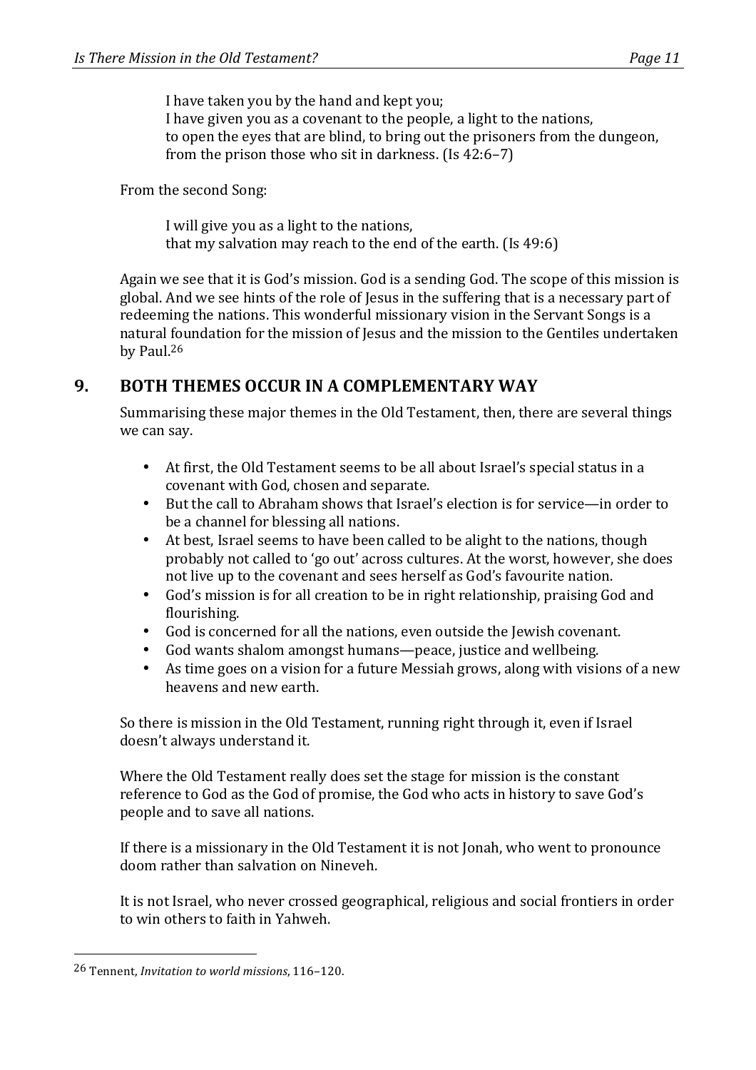> I have taken you by the hand and kept you;
> I have given you as a covenant to the people, a light to the nations,
> to open the eyes that are blind, to bring out the prisoners from the dungeon,
> from the prison those who sit in darkness. (Is 42:6–7)

From the second Song:

> I will give you as a light to the nations,
> that my salvation may reach to the end of the earth. (Is 49:6)

Again we see that it is God's mission. God is a sending God. The scope of this mission is global. And we see hints of the role of Jesus in the suffering that is a necessary part of redeeming the nations. This wonderful missionary vision in the Servant Songs is a natural foundation for the mission of Jesus and the mission to the Gentiles undertaken by Paul.[26]

## 9. BOTH THEMES OCCUR IN A COMPLEMENTARY WAY

Summarising these major themes in the Old Testament, then, there are several things we can say.

- At first, the Old Testament seems to be all about Israel's special status in a covenant with God, chosen and separate.
- But the call to Abraham shows that Israel's election is for service—in order to be a channel for blessing all nations.
- At best, Israel seems to have been called to be alight to the nations, though probably not called to 'go out' across cultures. At the worst, however, she does not live up to the covenant and sees herself as God's favourite nation.
- God's mission is for all creation to be in right relationship, praising God and flourishing.
- God is concerned for all the nations, even outside the Jewish covenant.
- God wants shalom amongst humans—peace, justice and wellbeing.
- As time goes on a vision for a future Messiah grows, along with visions of a new heavens and new earth.

So there is mission in the Old Testament, running right through it, even if Israel doesn't always understand it.

Where the Old Testament really does set the stage for mission is the constant reference to God as the God of promise, the God who acts in history to save God's people and to save all nations.

If there is a missionary in the Old Testament it is not Jonah, who went to pronounce doom rather than salvation on Nineveh.

It is not Israel, who never crossed geographical, religious and social frontiers in order to win others to faith in Yahweh.

---

[26] Tennent, *Invitation to world missions*, 116–120.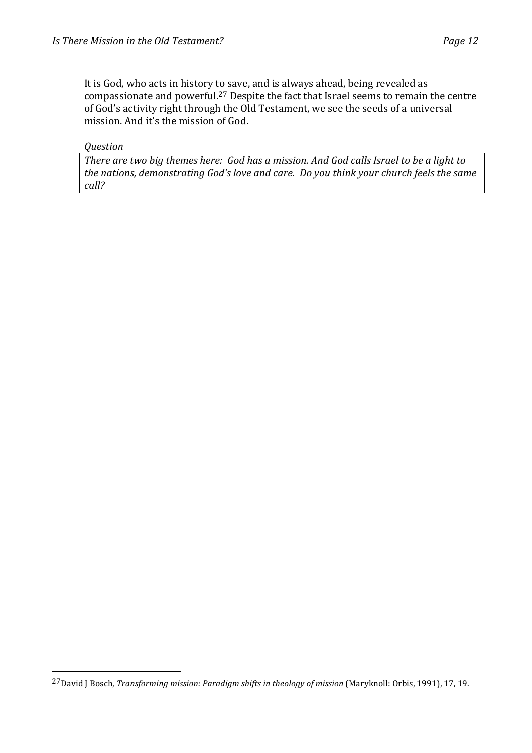It is God, who acts in history to save, and is always ahead, being revealed as compassionate and powerful.[27] Despite the fact that Israel seems to remain the centre of God's activity right through the Old Testament, we see the seeds of a universal mission. And it's the mission of God.

*Question*

*There are two big themes here: God has a mission. And God calls Israel to be a light to the nations, demonstrating God's love and care. Do you think your church feels the same call?*

[27] David J Bosch, *Transforming mission: Paradigm shifts in theology of mission* (Maryknoll: Orbis, 1991), 17, 19.